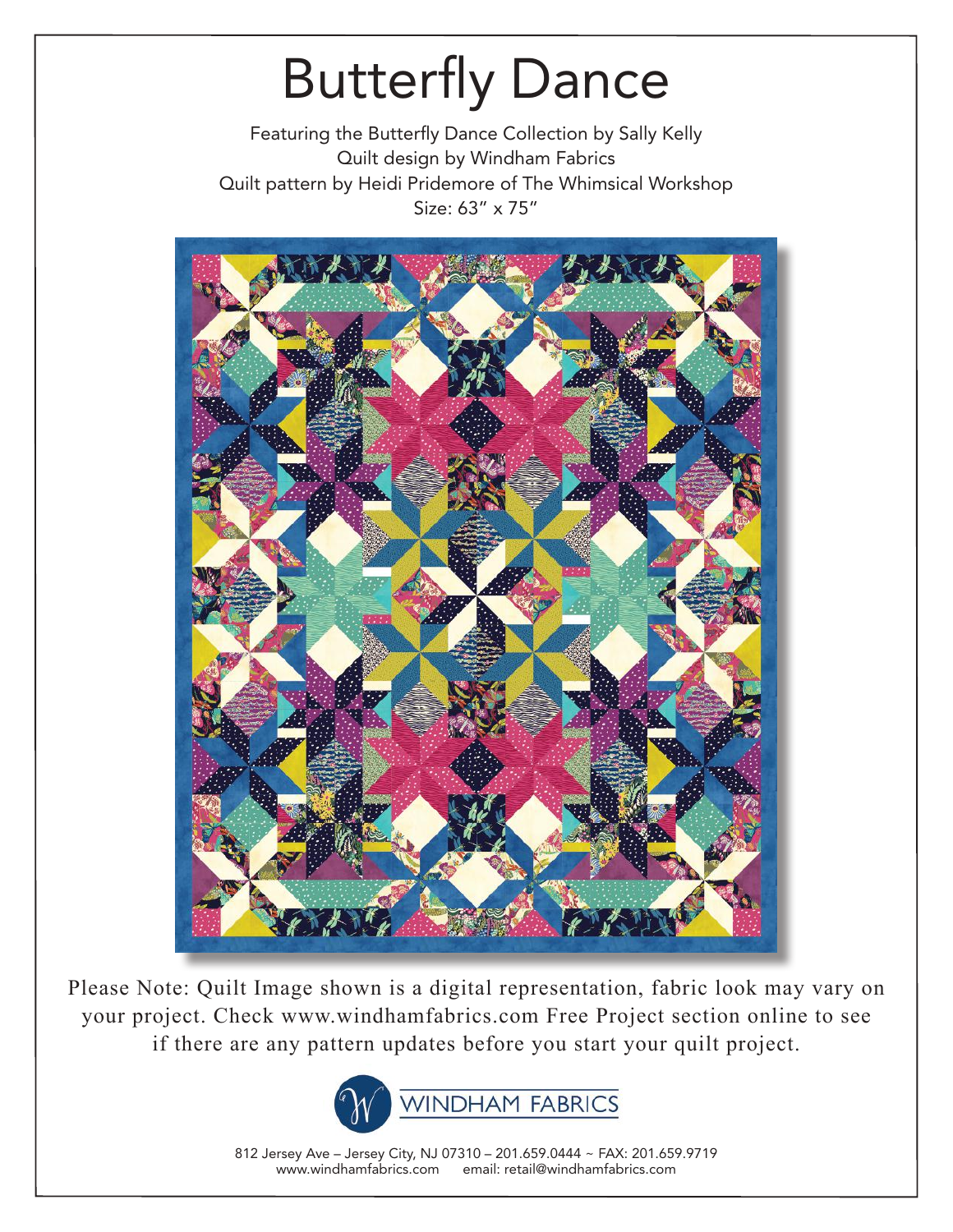# Butterfly Dance

Featuring the Butterfly Dance Collection by Sally Kelly
Quilt design by Windham Fabrics
Quilt pattern by Heidi Pridemore of The Whimsical Workshop
Size: 63" x 75"

Please Note: Quilt Image shown is a digital representation, fabric look may vary on your project. Check www.windhamfabrics.com Free Project section online to see if there are any pattern updates before you start your quilt project.

WINDHAM FABRICS

812 Jersey Ave – Jersey City, NJ 07310 – 201.659.0444 ~ FAX: 201.659.9719
www.windhamfabrics.com email: retail@windhamfabrics.com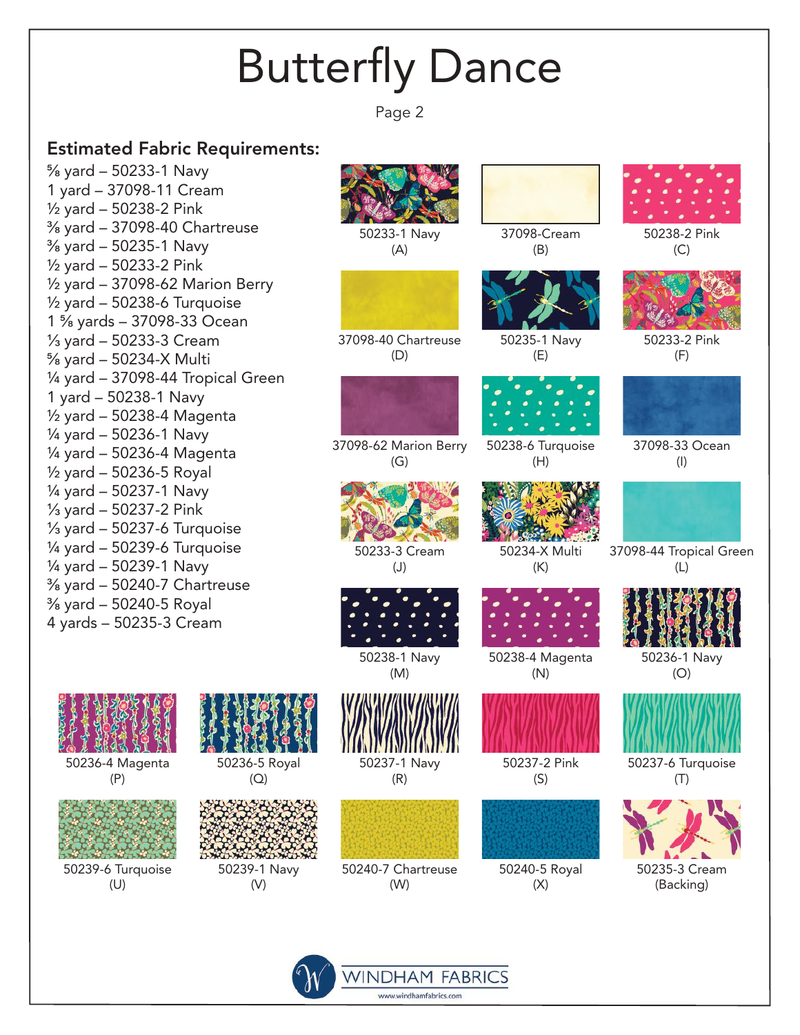# Butterfly Dance

Page 2

## Estimated Fabric Requirements:

⅝ yard – 50233-1 Navy
1 yard – 37098-11 Cream
½ yard – 50238-2 Pink
⅜ yard – 37098-40 Chartreuse
⅜ yard – 50235-1 Navy
½ yard – 50233-2 Pink
½ yard – 37098-62 Marion Berry
½ yard – 50238-6 Turquoise
1 ⅝ yards – 37098-33 Ocean
⅓ yard – 50233-3 Cream
⅝ yard – 50234-X Multi
¼ yard – 37098-44 Tropical Green
1 yard – 50238-1 Navy
½ yard – 50238-4 Magenta
¼ yard – 50236-1 Navy
¼ yard – 50236-4 Magenta
½ yard – 50236-5 Royal
¼ yard – 50237-1 Navy
⅓ yard – 50237-2 Pink
⅓ yard – 50237-6 Turquoise
¼ yard – 50239-6 Turquoise
¼ yard – 50239-1 Navy
⅜ yard – 50240-7 Chartreuse
⅜ yard – 50240-5 Royal
4 yards – 50235-3 Cream

50233-1 Navy (A)
37098-Cream (B)
50238-2 Pink (C)
37098-40 Chartreuse (D)
50235-1 Navy (E)
50233-2 Pink (F)
37098-62 Marion Berry (G)
50238-6 Turquoise (H)
37098-33 Ocean (I)
50233-3 Cream (J)
50234-X Multi (K)
37098-44 Tropical Green (L)
50238-1 Navy (M)
50238-4 Magenta (N)
50236-1 Navy (O)
50236-4 Magenta (P)
50236-5 Royal (Q)
50237-1 Navy (R)
50237-2 Pink (S)
50237-6 Turquoise (T)
50239-6 Turquoise (U)
50239-1 Navy (V)
50240-7 Chartreuse (W)
50240-5 Royal (X)
50235-3 Cream (Backing)

WINDHAM FABRICS
www.windhamfabrics.com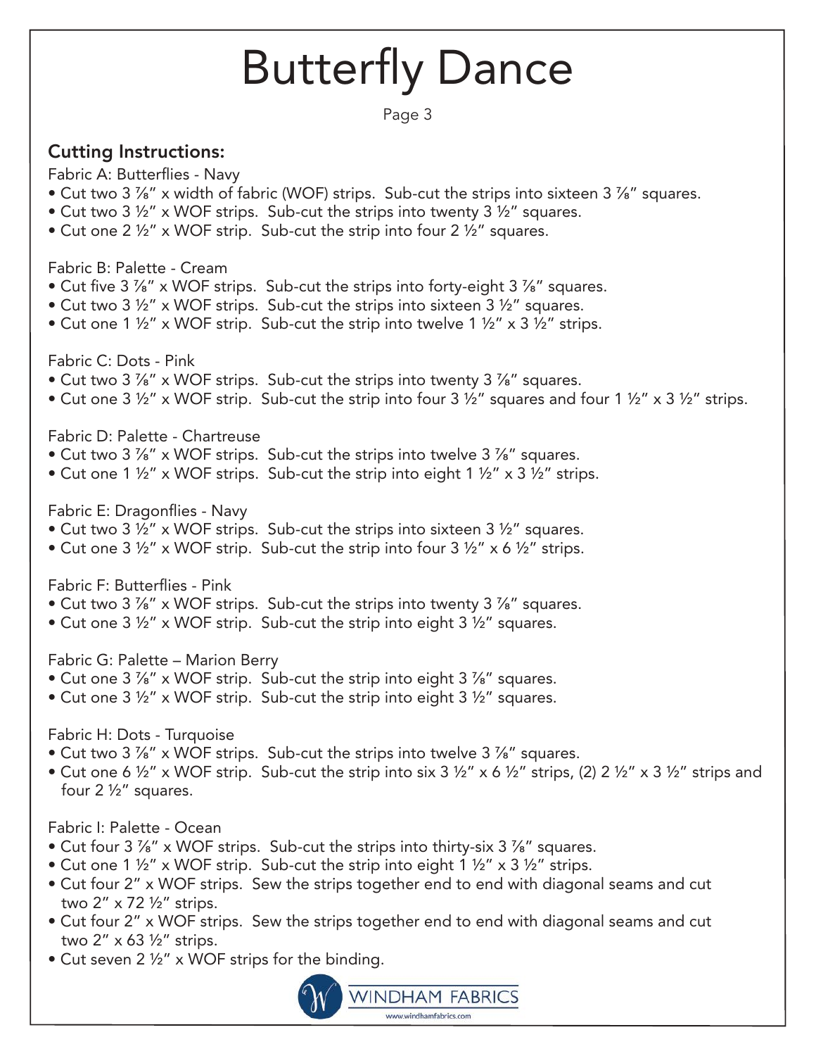# Butterfly Dance

## Cutting Instructions:

Fabric A: Butterflies - Navy

- Cut two 3 ⅞" x width of fabric (WOF) strips. Sub-cut the strips into sixteen 3 ⅞" squares.
- Cut two 3 ½" x WOF strips. Sub-cut the strips into twenty 3 ½" squares.
- Cut one 2 ½" x WOF strip. Sub-cut the strip into four 2 ½" squares.

Fabric B: Palette - Cream

- Cut five 3 ⅞" x WOF strips. Sub-cut the strips into forty-eight 3 ⅞" squares.
- Cut two 3 ½" x WOF strips. Sub-cut the strips into sixteen 3 ½" squares.
- Cut one 1 ½" x WOF strip. Sub-cut the strip into twelve 1 ½" x 3 ½" strips.

Fabric C: Dots - Pink

- Cut two 3 ⅞" x WOF strips. Sub-cut the strips into twenty 3 ⅞" squares.
- Cut one 3 ½" x WOF strip. Sub-cut the strip into four 3 ½" squares and four 1 ½" x 3 ½" strips.

Fabric D: Palette - Chartreuse

- Cut two 3 ⅞" x WOF strips. Sub-cut the strips into twelve 3 ⅞" squares.
- Cut one 1 ½" x WOF strips. Sub-cut the strip into eight 1 ½" x 3 ½" strips.

Fabric E: Dragonflies - Navy

- Cut two 3 ½" x WOF strips. Sub-cut the strips into sixteen 3 ½" squares.
- Cut one 3 ½" x WOF strip. Sub-cut the strip into four 3 ½" x 6 ½" strips.

Fabric F: Butterflies - Pink

- Cut two 3 ⅞" x WOF strips. Sub-cut the strips into twenty 3 ⅞" squares.
- Cut one 3 ½" x WOF strip. Sub-cut the strip into eight 3 ½" squares.

Fabric G: Palette – Marion Berry

- Cut one 3 ⅞" x WOF strip. Sub-cut the strip into eight 3 ⅞" squares.
- Cut one 3 ½" x WOF strip. Sub-cut the strip into eight 3 ½" squares.

Fabric H: Dots - Turquoise

- Cut two 3 ⅞" x WOF strips. Sub-cut the strips into twelve 3 ⅞" squares.
- Cut one 6 ½" x WOF strip. Sub-cut the strip into six 3 ½" x 6 ½" strips, (2) 2 ½" x 3 ½" strips and four 2 ½" squares.

Fabric I: Palette - Ocean

- Cut four 3 ⅞" x WOF strips. Sub-cut the strips into thirty-six 3 ⅞" squares.
- Cut one 1 ½" x WOF strip. Sub-cut the strip into eight 1 ½" x 3 ½" strips.
- Cut four 2" x WOF strips. Sew the strips together end to end with diagonal seams and cut two 2" x 72 ½" strips.
- Cut four 2" x WOF strips. Sew the strips together end to end with diagonal seams and cut two 2" x 63 ½" strips.
- Cut seven 2 ½" x WOF strips for the binding.

WINDHAM FABRICS
www.windhamfabrics.com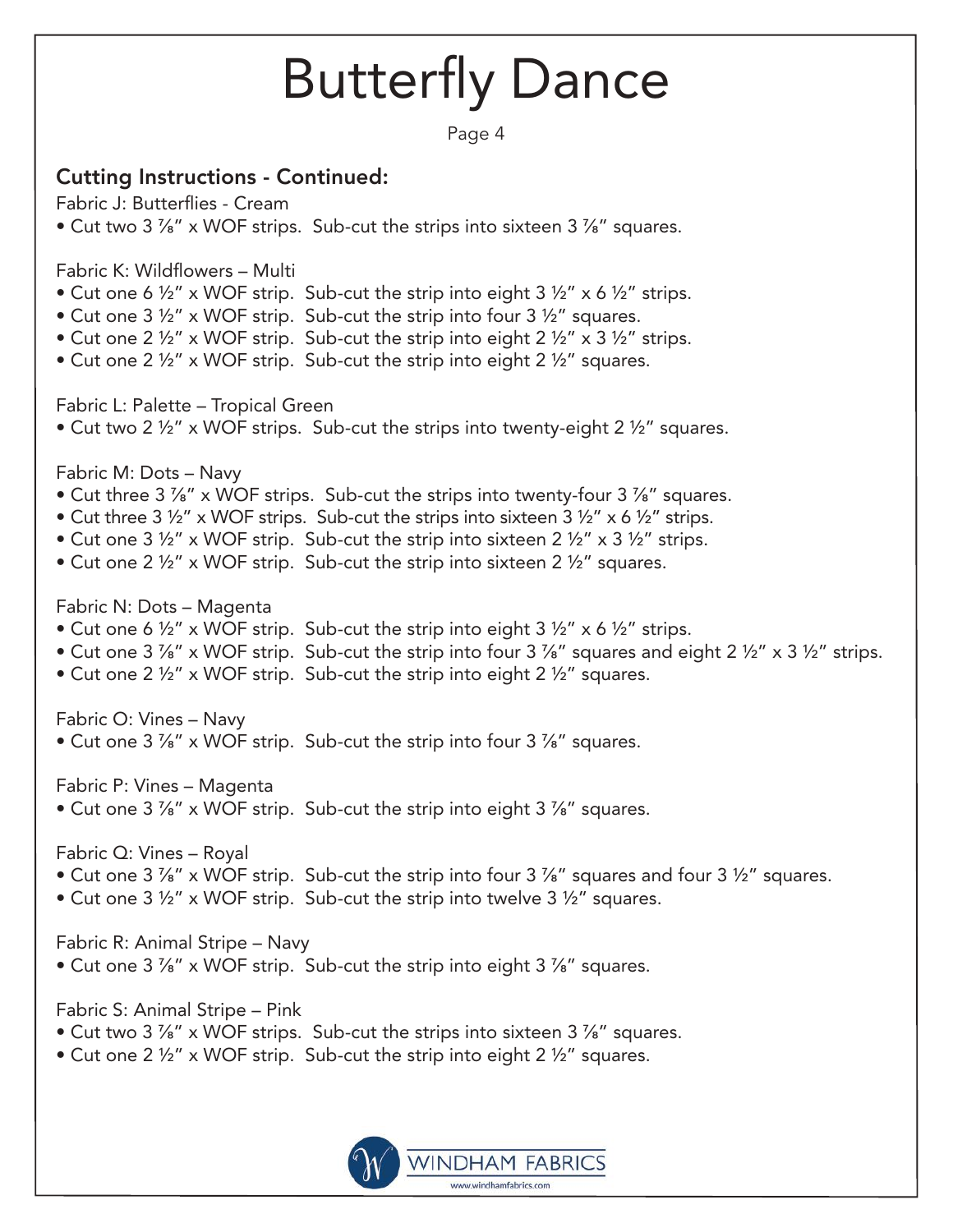# Butterfly Dance

## Cutting Instructions - Continued:

Fabric J: Butterflies - Cream

- Cut two 3 ⅞" x WOF strips. Sub-cut the strips into sixteen 3 ⅞" squares.

Fabric K: Wildflowers – Multi

- Cut one 6 ½" x WOF strip. Sub-cut the strip into eight 3 ½" x 6 ½" strips.
- Cut one 3 ½" x WOF strip. Sub-cut the strip into four 3 ½" squares.
- Cut one 2 ½" x WOF strip. Sub-cut the strip into eight 2 ½" x 3 ½" strips.
- Cut one 2 ½" x WOF strip. Sub-cut the strip into eight 2 ½" squares.

Fabric L: Palette – Tropical Green

- Cut two 2 ½" x WOF strips. Sub-cut the strips into twenty-eight 2 ½" squares.

Fabric M: Dots – Navy

- Cut three 3 ⅞" x WOF strips. Sub-cut the strips into twenty-four 3 ⅞" squares.
- Cut three 3 ½" x WOF strips. Sub-cut the strips into sixteen 3 ½" x 6 ½" strips.
- Cut one 3 ½" x WOF strip. Sub-cut the strip into sixteen 2 ½" x 3 ½" strips.
- Cut one 2 ½" x WOF strip. Sub-cut the strip into sixteen 2 ½" squares.

Fabric N: Dots – Magenta

- Cut one 6 ½" x WOF strip. Sub-cut the strip into eight 3 ½" x 6 ½" strips.
- Cut one 3 ⅞" x WOF strip. Sub-cut the strip into four 3 ⅞" squares and eight 2 ½" x 3 ½" strips.
- Cut one 2 ½" x WOF strip. Sub-cut the strip into eight 2 ½" squares.

Fabric O: Vines – Navy

- Cut one 3 ⅞" x WOF strip. Sub-cut the strip into four 3 ⅞" squares.

Fabric P: Vines – Magenta

- Cut one 3 ⅞" x WOF strip. Sub-cut the strip into eight 3 ⅞" squares.

Fabric Q: Vines – Royal

- Cut one 3 ⅞" x WOF strip. Sub-cut the strip into four 3 ⅞" squares and four 3 ½" squares.
- Cut one 3 ½" x WOF strip. Sub-cut the strip into twelve 3 ½" squares.

Fabric R: Animal Stripe – Navy

- Cut one 3 ⅞" x WOF strip. Sub-cut the strip into eight 3 ⅞" squares.

Fabric S: Animal Stripe – Pink

- Cut two 3 ⅞" x WOF strips. Sub-cut the strips into sixteen 3 ⅞" squares.
- Cut one 2 ½" x WOF strip. Sub-cut the strip into eight 2 ½" squares.

WINDHAM FABRICS
www.windhamfabrics.com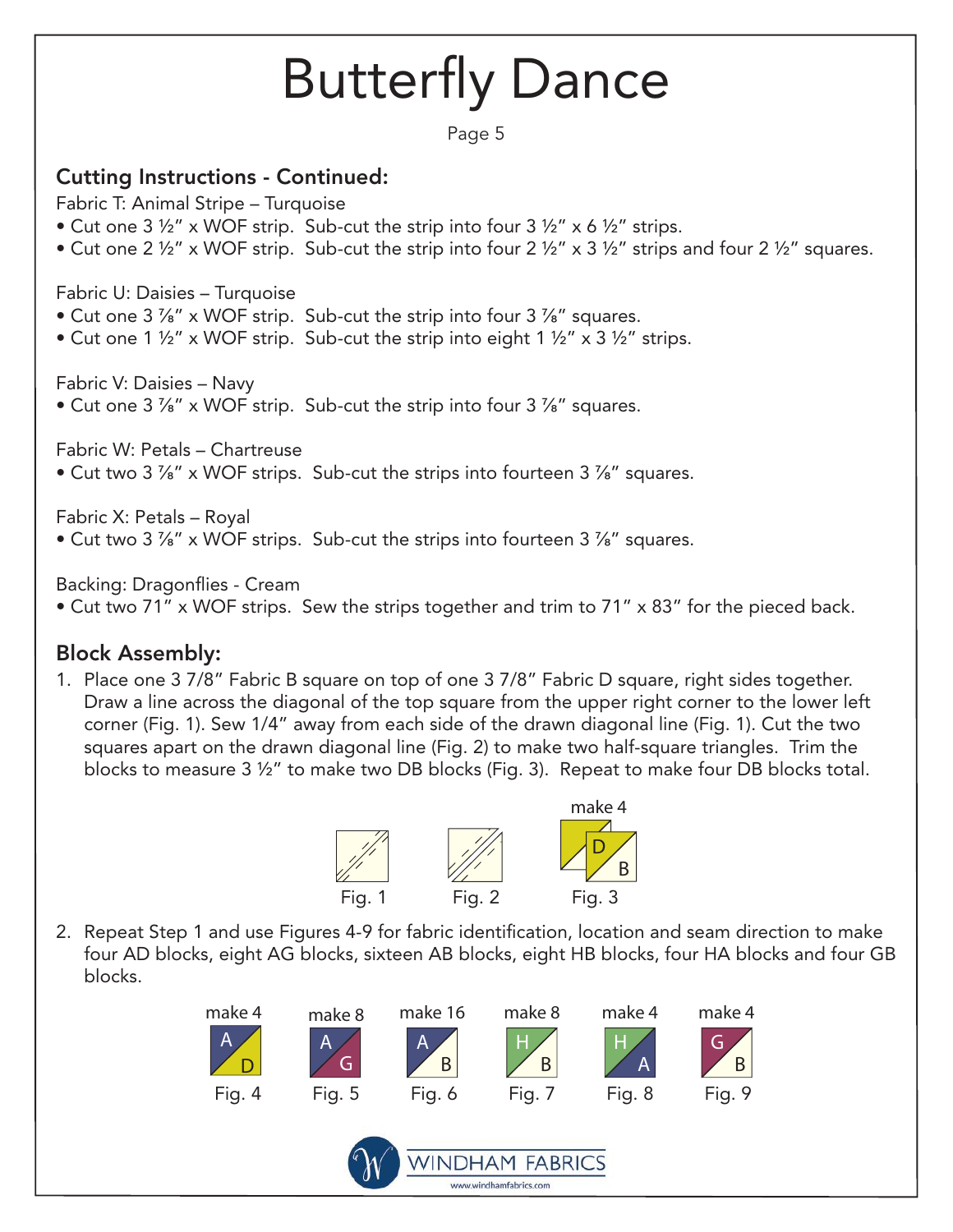# Butterfly Dance

## Cutting Instructions - Continued:

Fabric T: Animal Stripe – Turquoise

- Cut one 3 ½" x WOF strip. Sub-cut the strip into four 3 ½" x 6 ½" strips.
- Cut one 2 ½" x WOF strip. Sub-cut the strip into four 2 ½" x 3 ½" strips and four 2 ½" squares.

Fabric U: Daisies – Turquoise

- Cut one 3 ⅞" x WOF strip. Sub-cut the strip into four 3 ⅞" squares.
- Cut one 1 ½" x WOF strip. Sub-cut the strip into eight 1 ½" x 3 ½" strips.

Fabric V: Daisies – Navy

- Cut one 3 ⅞" x WOF strip. Sub-cut the strip into four 3 ⅞" squares.

Fabric W: Petals – Chartreuse

- Cut two 3 ⅞" x WOF strips. Sub-cut the strips into fourteen 3 ⅞" squares.

Fabric X: Petals – Royal

- Cut two 3 ⅞" x WOF strips. Sub-cut the strips into fourteen 3 ⅞" squares.

Backing: Dragonflies - Cream

- Cut two 71" x WOF strips. Sew the strips together and trim to 71" x 83" for the pieced back.

## Block Assembly:

1. Place one 3 7/8" Fabric B square on top of one 3 7/8" Fabric D square, right sides together. Draw a line across the diagonal of the top square from the upper right corner to the lower left corner (Fig. 1). Sew 1/4" away from each side of the drawn diagonal line (Fig. 1). Cut the two squares apart on the drawn diagonal line (Fig. 2) to make two half-square triangles. Trim the blocks to measure 3 ½" to make two DB blocks (Fig. 3). Repeat to make four DB blocks total.

Fig. 1 Fig. 2 Fig. 3 (make 4)

2. Repeat Step 1 and use Figures 4-9 for fabric identification, location and seam direction to make four AD blocks, eight AG blocks, sixteen AB blocks, eight HB blocks, four HA blocks and four GB blocks.

Fig. 4 (make 4) Fig. 5 (make 8) Fig. 6 (make 16) Fig. 7 (make 8) Fig. 8 (make 4) Fig. 9 (make 4)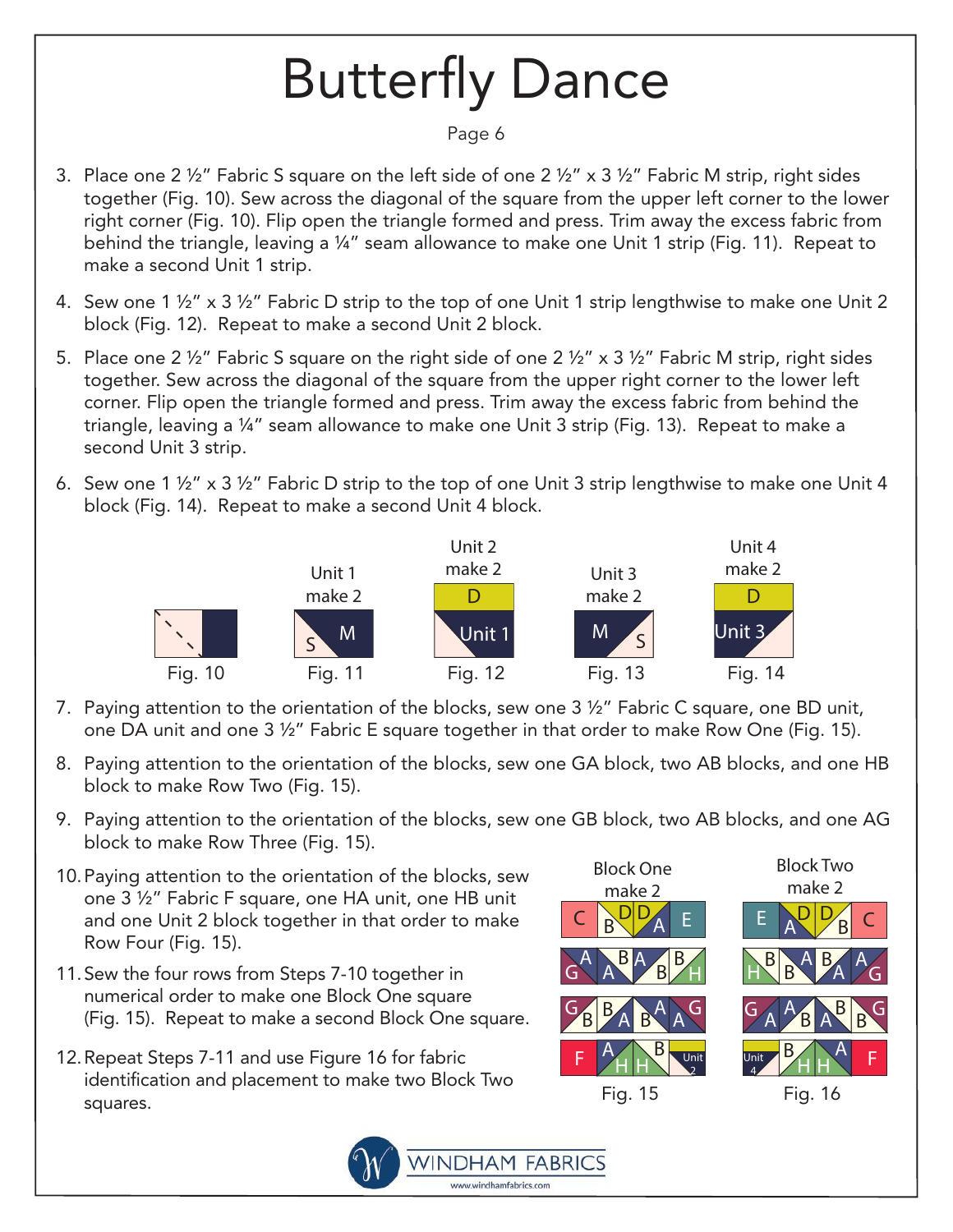# Butterfly Dance

3. Place one 2 ½" Fabric S square on the left side of one 2 ½" x 3 ½" Fabric M strip, right sides together (Fig. 10). Sew across the diagonal of the square from the upper left corner to the lower right corner (Fig. 10). Flip open the triangle formed and press. Trim away the excess fabric from behind the triangle, leaving a ¼" seam allowance to make one Unit 1 strip (Fig. 11). Repeat to make a second Unit 1 strip.

4. Sew one 1 ½" x 3 ½" Fabric D strip to the top of one Unit 1 strip lengthwise to make one Unit 2 block (Fig. 12). Repeat to make a second Unit 2 block.

5. Place one 2 ½" Fabric S square on the right side of one 2 ½" x 3 ½" Fabric M strip, right sides together. Sew across the diagonal of the square from the upper right corner to the lower left corner. Flip open the triangle formed and press. Trim away the excess fabric from behind the triangle, leaving a ¼" seam allowance to make one Unit 3 strip (Fig. 13). Repeat to make a second Unit 3 strip.

6. Sew one 1 ½" x 3 ½" Fabric D strip to the top of one Unit 3 strip lengthwise to make one Unit 4 block (Fig. 14). Repeat to make a second Unit 4 block.

Fig. 10

Unit 1 make 2

Fig. 11

Unit 2 make 2

Fig. 12

Unit 3 make 2

Fig. 13

Unit 4 make 2

Fig. 14

7. Paying attention to the orientation of the blocks, sew one 3 ½" Fabric C square, one BD unit, one DA unit and one 3 ½" Fabric E square together in that order to make Row One (Fig. 15).

8. Paying attention to the orientation of the blocks, sew one GA block, two AB blocks, and one HB block to make Row Two (Fig. 15).

9. Paying attention to the orientation of the blocks, sew one GB block, two AB blocks, and one AG block to make Row Three (Fig. 15).

10. Paying attention to the orientation of the blocks, sew one 3 ½" Fabric F square, one HA unit, one HB unit and one Unit 2 block together in that order to make Row Four (Fig. 15).

11. Sew the four rows from Steps 7-10 together in numerical order to make one Block One square (Fig. 15). Repeat to make a second Block One square.

12. Repeat Steps 7-11 and use Figure 16 for fabric identification and placement to make two Block Two squares.

Block One make 2

Fig. 15

Block Two make 2

Fig. 16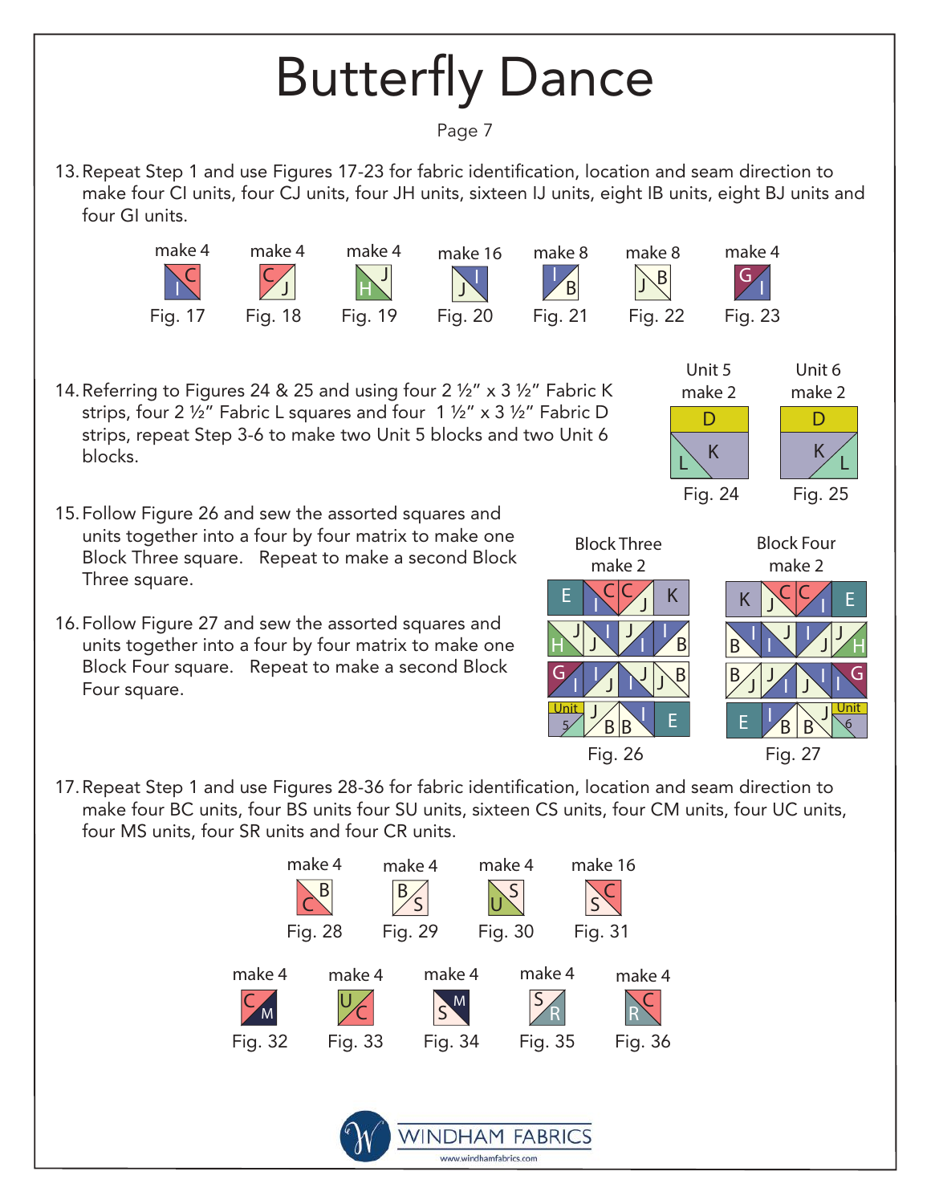# Butterfly Dance

13. Repeat Step 1 and use Figures 17-23 for fabric identification, location and seam direction to make four CI units, four CJ units, four JH units, sixteen IJ units, eight IB units, eight BJ units and four GI units.

make 4 — Fig. 17
make 4 — Fig. 18
make 4 — Fig. 19
make 16 — Fig. 20
make 8 — Fig. 21
make 8 — Fig. 22
make 4 — Fig. 23

14. Referring to Figures 24 & 25 and using four 2 ½" x 3 ½" Fabric K strips, four 2 ½" Fabric L squares and four 1 ½" x 3 ½" Fabric D strips, repeat Step 3-6 to make two Unit 5 blocks and two Unit 6 blocks.

Unit 5 make 2 — Fig. 24
Unit 6 make 2 — Fig. 25

15. Follow Figure 26 and sew the assorted squares and units together into a four by four matrix to make one Block Three square. Repeat to make a second Block Three square.

16. Follow Figure 27 and sew the assorted squares and units together into a four by four matrix to make one Block Four square. Repeat to make a second Block Four square.

Block Three make 2 — Fig. 26
Block Four make 2 — Fig. 27

17. Repeat Step 1 and use Figures 28-36 for fabric identification, location and seam direction to make four BC units, four BS units four SU units, sixteen CS units, four CM units, four UC units, four MS units, four SR units and four CR units.

make 4 — Fig. 28
make 4 — Fig. 29
make 4 — Fig. 30
make 16 — Fig. 31
make 4 — Fig. 32
make 4 — Fig. 33
make 4 — Fig. 34
make 4 — Fig. 35
make 4 — Fig. 36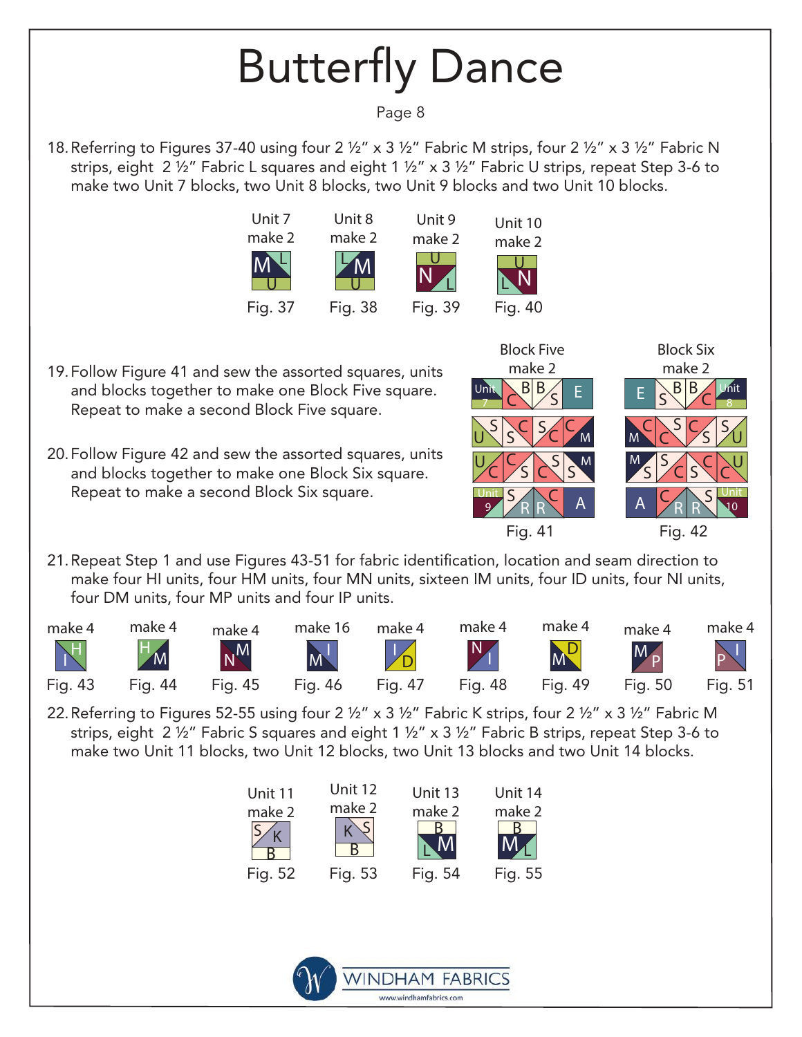# Butterfly Dance

18. Referring to Figures 37-40 using four 2 ½" x 3 ½" Fabric M strips, four 2 ½" x 3 ½" Fabric N strips, eight 2 ½" Fabric L squares and eight 1 ½" x 3 ½" Fabric U strips, repeat Step 3-6 to make two Unit 7 blocks, two Unit 8 blocks, two Unit 9 blocks and two Unit 10 blocks.

Unit 7 make 2 — Fig. 37
Unit 8 make 2 — Fig. 38
Unit 9 make 2 — Fig. 39
Unit 10 make 2 — Fig. 40

19. Follow Figure 41 and sew the assorted squares, units and blocks together to make one Block Five square. Repeat to make a second Block Five square.

20. Follow Figure 42 and sew the assorted squares, units and blocks together to make one Block Six square. Repeat to make a second Block Six square.

Block Five make 2 — Fig. 41
Block Six make 2 — Fig. 42

21. Repeat Step 1 and use Figures 43-51 for fabric identification, location and seam direction to make four HI units, four HM units, four MN units, sixteen IM units, four ID units, four NI units, four DM units, four MP units and four IP units.

make 4 — Fig. 43
make 4 — Fig. 44
make 4 — Fig. 45
make 16 — Fig. 46
make 4 — Fig. 47
make 4 — Fig. 48
make 4 — Fig. 49
make 4 — Fig. 50
make 4 — Fig. 51

22. Referring to Figures 52-55 using four 2 ½" x 3 ½" Fabric K strips, four 2 ½" x 3 ½" Fabric M strips, eight 2 ½" Fabric S squares and eight 1 ½" x 3 ½" Fabric B strips, repeat Step 3-6 to make two Unit 11 blocks, two Unit 12 blocks, two Unit 13 blocks and two Unit 14 blocks.

Unit 11 make 2 — Fig. 52
Unit 12 make 2 — Fig. 53
Unit 13 make 2 — Fig. 54
Unit 14 make 2 — Fig. 55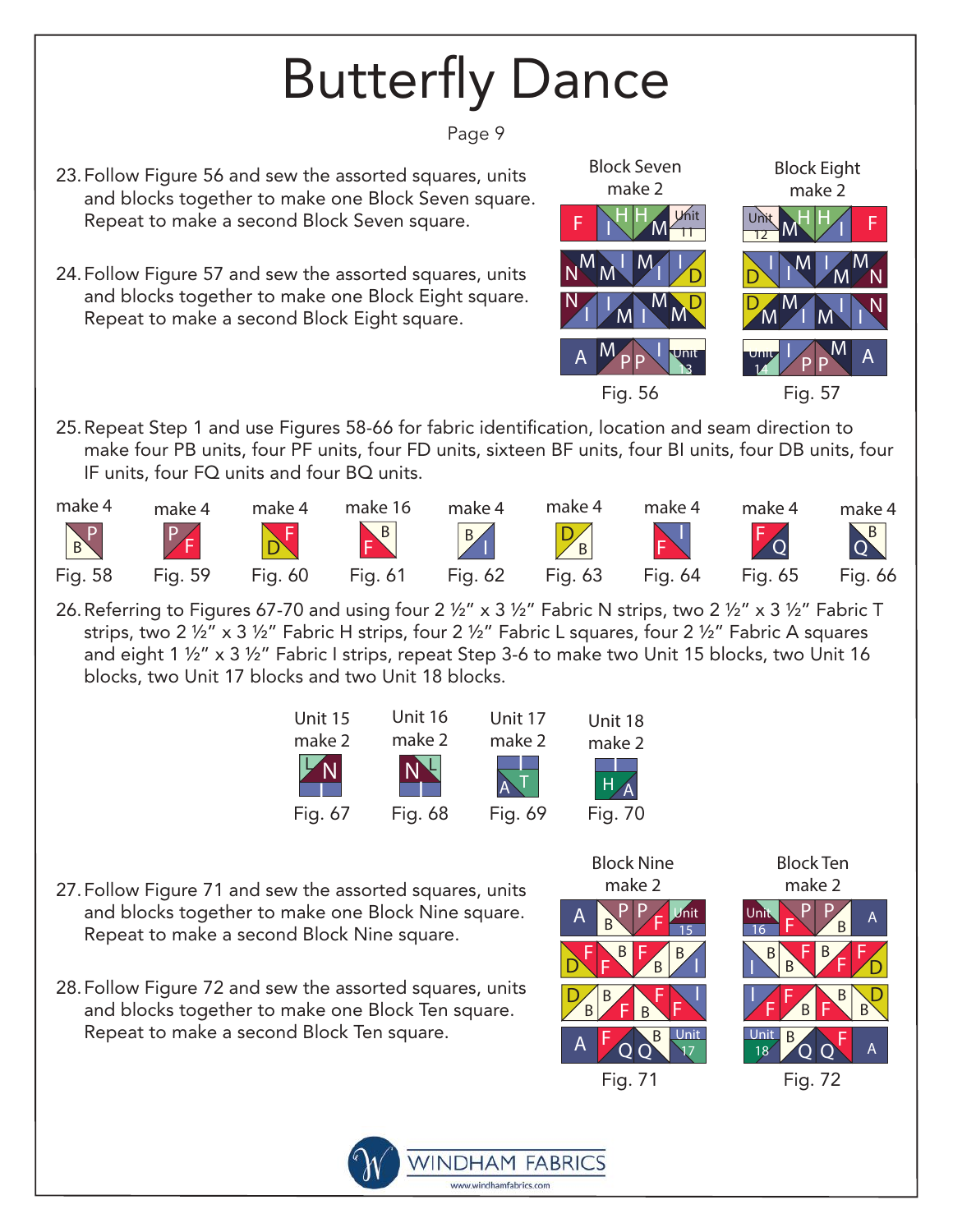# Butterfly Dance

23. Follow Figure 56 and sew the assorted squares, units and blocks together to make one Block Seven square. Repeat to make a second Block Seven square.

24. Follow Figure 57 and sew the assorted squares, units and blocks together to make one Block Eight square. Repeat to make a second Block Eight square.

Block Seven make 2

Fig. 56

Block Eight make 2

Fig. 57

25. Repeat Step 1 and use Figures 58-66 for fabric identification, location and seam direction to make four PB units, four PF units, four FD units, sixteen BF units, four BI units, four DB units, four IF units, four FQ units and four BQ units.

make 4 Fig. 58 | make 4 Fig. 59 | make 4 Fig. 60 | make 16 Fig. 61 | make 4 Fig. 62 | make 4 Fig. 63 | make 4 Fig. 64 | make 4 Fig. 65 | make 4 Fig. 66

26. Referring to Figures 67-70 and using four 2 ½" x 3 ½" Fabric N strips, two 2 ½" x 3 ½" Fabric T strips, two 2 ½" x 3 ½" Fabric H strips, four 2 ½" Fabric L squares, four 2 ½" Fabric A squares and eight 1 ½" x 3 ½" Fabric I strips, repeat Step 3-6 to make two Unit 15 blocks, two Unit 16 blocks, two Unit 17 blocks and two Unit 18 blocks.

Unit 15 make 2 Fig. 67 | Unit 16 make 2 Fig. 68 | Unit 17 make 2 Fig. 69 | Unit 18 make 2 Fig. 70

27. Follow Figure 71 and sew the assorted squares, units and blocks together to make one Block Nine square. Repeat to make a second Block Nine square.

28. Follow Figure 72 and sew the assorted squares, units and blocks together to make one Block Ten square. Repeat to make a second Block Ten square.

Block Nine make 2

Fig. 71

Block Ten make 2

Fig. 72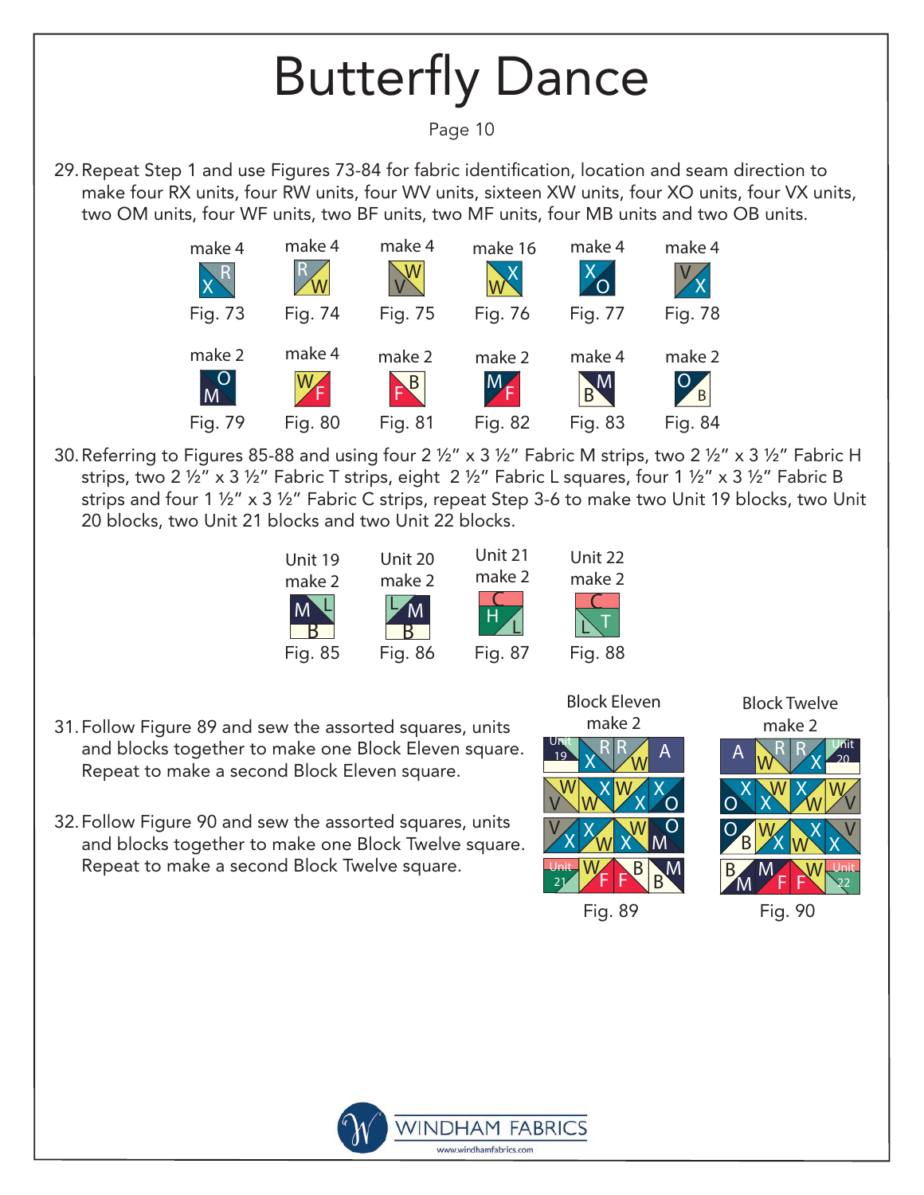# Butterfly Dance

Page 10

29. Repeat Step 1 and use Figures 73-84 for fabric identification, location and seam direction to make four RX units, four RW units, four WV units, sixteen XW units, four XO units, four VX units, two OM units, four WF units, two BF units, two MF units, four MB units and two OB units.

make 4 — Fig. 73
make 4 — Fig. 74
make 4 — Fig. 75
make 16 — Fig. 76
make 4 — Fig. 77
make 4 — Fig. 78
make 2 — Fig. 79
make 4 — Fig. 80
make 2 — Fig. 81
make 2 — Fig. 82
make 4 — Fig. 83
make 2 — Fig. 84

30. Referring to Figures 85-88 and using four 2 ½" x 3 ½" Fabric M strips, two 2 ½" x 3 ½" Fabric H strips, two 2 ½" x 3 ½" Fabric T strips, eight 2 ½" Fabric L squares, four 1 ½" x 3 ½" Fabric B strips and four 1 ½" x 3 ½" Fabric C strips, repeat Step 3-6 to make two Unit 19 blocks, two Unit 20 blocks, two Unit 21 blocks and two Unit 22 blocks.

Unit 19 make 2 — Fig. 85
Unit 20 make 2 — Fig. 86
Unit 21 make 2 — Fig. 87
Unit 22 make 2 — Fig. 88

31. Follow Figure 89 and sew the assorted squares, units and blocks together to make one Block Eleven square. Repeat to make a second Block Eleven square.

32. Follow Figure 90 and sew the assorted squares, units and blocks together to make one Block Twelve square. Repeat to make a second Block Twelve square.

Block Eleven make 2 — Fig. 89

Block Twelve make 2 — Fig. 90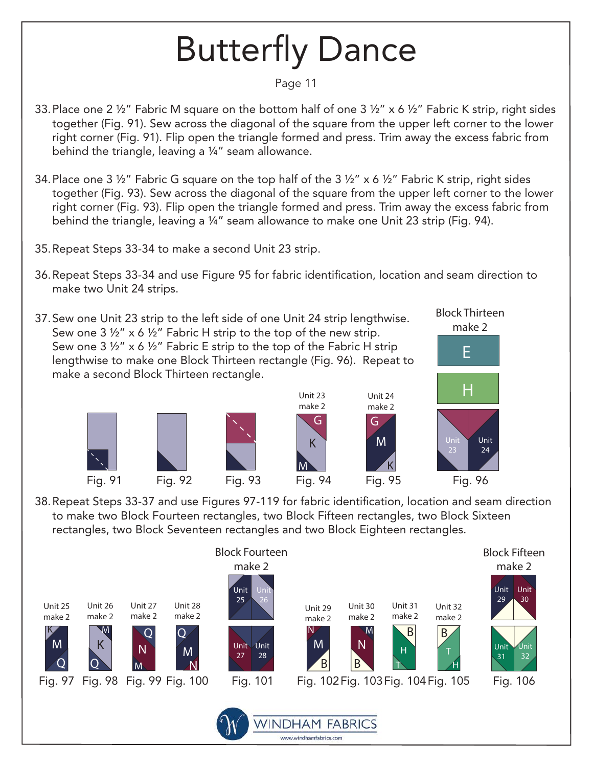# Butterfly Dance

Page 11

33. Place one 2 ½" Fabric M square on the bottom half of one 3 ½" x 6 ½" Fabric K strip, right sides together (Fig. 91). Sew across the diagonal of the square from the upper left corner to the lower right corner (Fig. 91). Flip open the triangle formed and press. Trim away the excess fabric from behind the triangle, leaving a ¼" seam allowance.

34. Place one 3 ½" Fabric G square on the top half of the 3 ½" x 6 ½" Fabric K strip, right sides together (Fig. 93). Sew across the diagonal of the square from the upper left corner to the lower right corner (Fig. 93). Flip open the triangle formed and press. Trim away the excess fabric from behind the triangle, leaving a ¼" seam allowance to make one Unit 23 strip (Fig. 94).

35. Repeat Steps 33-34 to make a second Unit 23 strip.

36. Repeat Steps 33-34 and use Figure 95 for fabric identification, location and seam direction to make two Unit 24 strips.

37. Sew one Unit 23 strip to the left side of one Unit 24 strip lengthwise. Sew one 3 ½" x 6 ½" Fabric H strip to the top of the new strip. Sew one 3 ½" x 6 ½" Fabric E strip to the top of the Fabric H strip lengthwise to make one Block Thirteen rectangle (Fig. 96). Repeat to make a second Block Thirteen rectangle.

Block Thirteen make 2

Fig. 91 Fig. 92 Fig. 93 Fig. 94 (Unit 23 make 2) Fig. 95 (Unit 24 make 2) Fig. 96

38. Repeat Steps 33-37 and use Figures 97-119 for fabric identification, location and seam direction to make two Block Fourteen rectangles, two Block Fifteen rectangles, two Block Sixteen rectangles, two Block Seventeen rectangles and two Block Eighteen rectangles.

Block Fourteen make 2

Fig. 97 (Unit 25 make 2) Fig. 98 (Unit 26 make 2) Fig. 99 (Unit 27 make 2) Fig. 100 (Unit 28 make 2) Fig. 101

Block Fifteen make 2

Fig. 102 (Unit 29 make 2) Fig. 103 (Unit 30 make 2) Fig. 104 (Unit 31 make 2) Fig. 105 (Unit 32 make 2) Fig. 106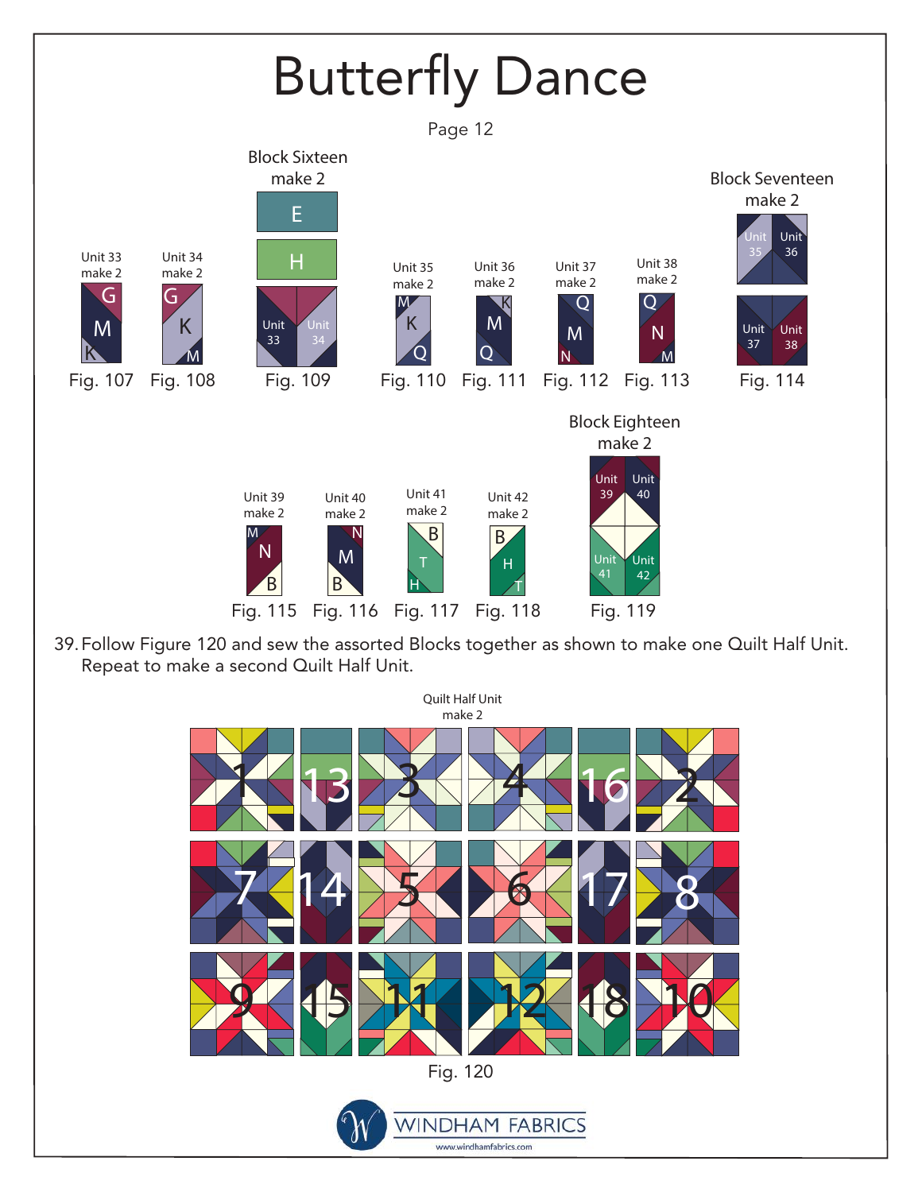# Butterfly Dance

Page 12

Unit 33
make 2

Fig. 107

Unit 34
make 2

Fig. 108

Block Sixteen
make 2

Fig. 109

Unit 35
make 2

Fig. 110

Unit 36
make 2

Fig. 111

Unit 37
make 2

Fig. 112

Unit 38
make 2

Fig. 113

Block Seventeen
make 2

Fig. 114

Unit 39
make 2

Fig. 115

Unit 40
make 2

Fig. 116

Unit 41
make 2

Fig. 117

Unit 42
make 2

Fig. 118

Block Eighteen
make 2

Fig. 119

39. Follow Figure 120 and sew the assorted Blocks together as shown to make one Quilt Half Unit. Repeat to make a second Quilt Half Unit.

Quilt Half Unit
make 2

Fig. 120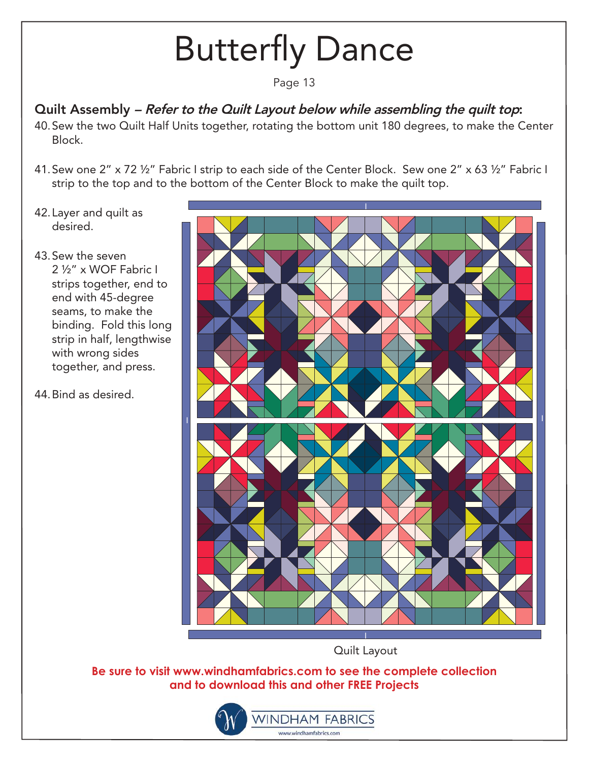# Butterfly Dance

## Quilt Assembly – *Refer to the Quilt Layout below while assembling the quilt top*:

40. Sew the two Quilt Half Units together, rotating the bottom unit 180 degrees, to make the Center Block.

41. Sew one 2" x 72 ½" Fabric I strip to each side of the Center Block. Sew one 2" x 63 ½" Fabric I strip to the top and to the bottom of the Center Block to make the quilt top.

42. Layer and quilt as desired.

43. Sew the seven 2 ½" x WOF Fabric I strips together, end to end with 45-degree seams, to make the binding. Fold this long strip in half, lengthwise with wrong sides together, and press.

44. Bind as desired.

I

I

I

I

Quilt Layout

**Be sure to visit www.windhamfabrics.com to see the complete collection and to download this and other FREE Projects**

WINDHAM FABRICS

www.windhamfabrics.com